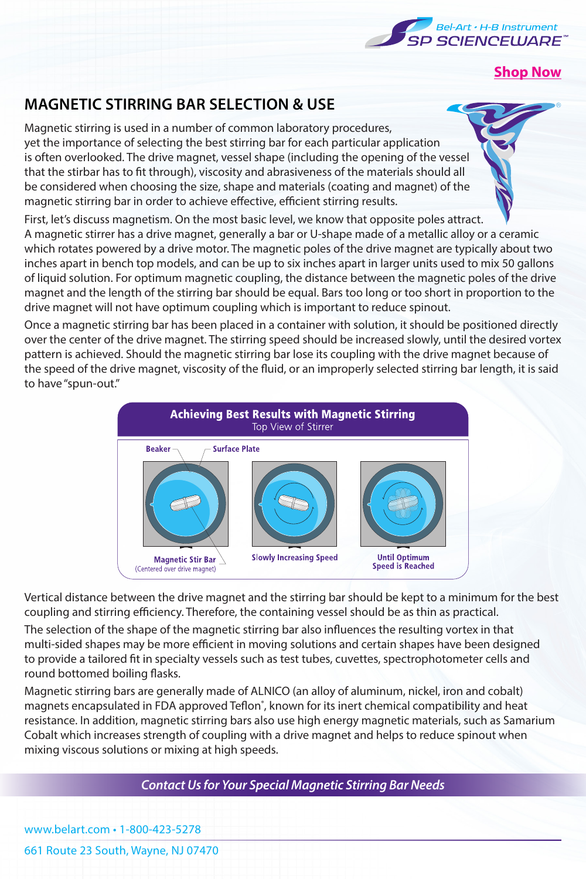Bel-Art • H-B Instrument
SP SCIENCEWARE™

**Shop Now**

## MAGNETIC STIRRING BAR SELECTION & USE

Magnetic stirring is used in a number of common laboratory procedures, yet the importance of selecting the best stirring bar for each particular application is often overlooked. The drive magnet, vessel shape (including the opening of the vessel that the stirbar has to fit through), viscosity and abrasiveness of the materials should all be considered when choosing the size, shape and materials (coating and magnet) of the magnetic stirring bar in order to achieve effective, efficient stirring results.

First, let's discuss magnetism. On the most basic level, we know that opposite poles attract. A magnetic stirrer has a drive magnet, generally a bar or U-shape made of a metallic alloy or a ceramic which rotates powered by a drive motor. The magnetic poles of the drive magnet are typically about two inches apart in bench top models, and can be up to six inches apart in larger units used to mix 50 gallons of liquid solution. For optimum magnetic coupling, the distance between the magnetic poles of the drive magnet and the length of the stirring bar should be equal. Bars too long or too short in proportion to the drive magnet will not have optimum coupling which is important to reduce spinout.

Once a magnetic stirring bar has been placed in a container with solution, it should be positioned directly over the center of the drive magnet. The stirring speed should be increased slowly, until the desired vortex pattern is achieved. Should the magnetic stirring bar lose its coupling with the drive magnet because of the speed of the drive magnet, viscosity of the fluid, or an improperly selected stirring bar length, it is said to have "spun-out."

**Achieving Best Results with Magnetic Stirring**
Top View of Stirrer

Beaker — Surface Plate

Magnetic Stir Bar (Centered over drive magnet) | Slowly Increasing Speed | Until Optimum Speed is Reached

Vertical distance between the drive magnet and the stirring bar should be kept to a minimum for the best coupling and stirring efficiency. Therefore, the containing vessel should be as thin as practical.

The selection of the shape of the magnetic stirring bar also influences the resulting vortex in that multi-sided shapes may be more efficient in moving solutions and certain shapes have been designed to provide a tailored fit in specialty vessels such as test tubes, cuvettes, spectrophotometer cells and round bottomed boiling flasks.

Magnetic stirring bars are generally made of ALNICO (an alloy of aluminum, nickel, iron and cobalt) magnets encapsulated in FDA approved Teflon®, known for its inert chemical compatibility and heat resistance. In addition, magnetic stirring bars also use high energy magnetic materials, such as Samarium Cobalt which increases strength of coupling with a drive magnet and helps to reduce spinout when mixing viscous solutions or mixing at high speeds.

***Contact Us for Your Special Magnetic Stirring Bar Needs***

www.belart.com • 1-800-423-5278

661 Route 23 South, Wayne, NJ 07470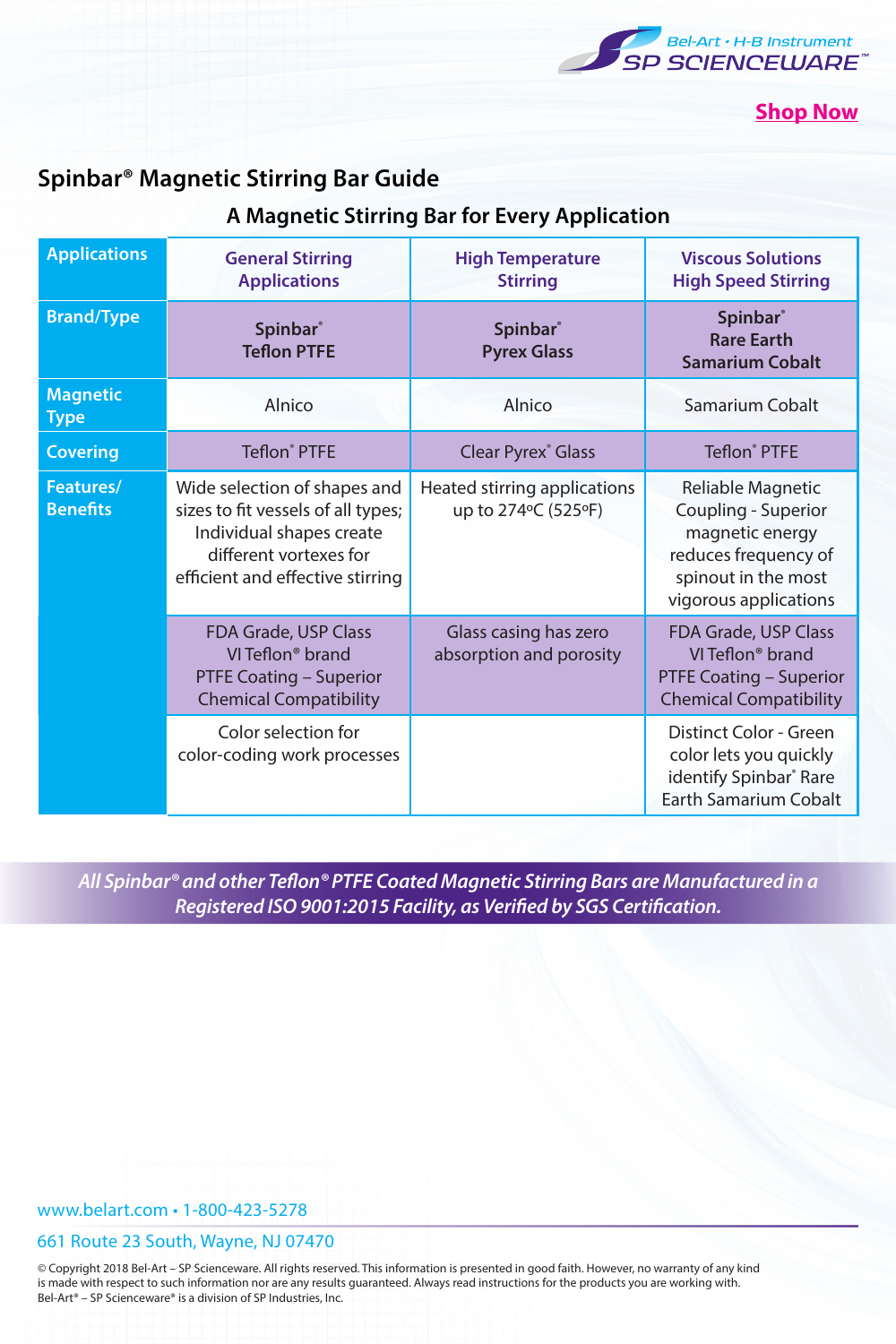Shop Now

## Spinbar® Magnetic Stirring Bar Guide

### A Magnetic Stirring Bar for Every Application

| Applications | General Stirring Applications | High Temperature Stirring | Viscous Solutions High Speed Stirring |
|---|---|---|---|
| Brand/Type | **Spinbar® Teflon PTFE** | **Spinbar® Pyrex Glass** | **Spinbar® Rare Earth Samarium Cobalt** |
| Magnetic Type | Alnico | Alnico | Samarium Cobalt |
| Covering | Teflon® PTFE | Clear Pyrex® Glass | Teflon® PTFE |
| Features/ Benefits | Wide selection of shapes and sizes to fit vessels of all types; Individual shapes create different vortexes for efficient and effective stirring | Heated stirring applications up to 274ºC (525ºF) | Reliable Magnetic Coupling - Superior magnetic energy reduces frequency of spinout in the most vigorous applications |
| | FDA Grade, USP Class VI Teflon® brand PTFE Coating – Superior Chemical Compatibility | Glass casing has zero absorption and porosity | FDA Grade, USP Class VI Teflon® brand PTFE Coating – Superior Chemical Compatibility |
| | Color selection for color-coding work processes | | Distinct Color - Green color lets you quickly identify Spinbar® Rare Earth Samarium Cobalt |

***All Spinbar® and other Teflon® PTFE Coated Magnetic Stirring Bars are Manufactured in a Registered ISO 9001:2015 Facility, as Verified by SGS Certification.***

www.belart.com • 1-800-423-5278

661 Route 23 South, Wayne, NJ 07470

© Copyright 2018 Bel-Art – SP Scienceware. All rights reserved. This information is presented in good faith. However, no warranty of any kind is made with respect to such information nor are any results guaranteed. Always read instructions for the products you are working with.
Bel-Art® – SP Scienceware® is a division of SP Industries, Inc.